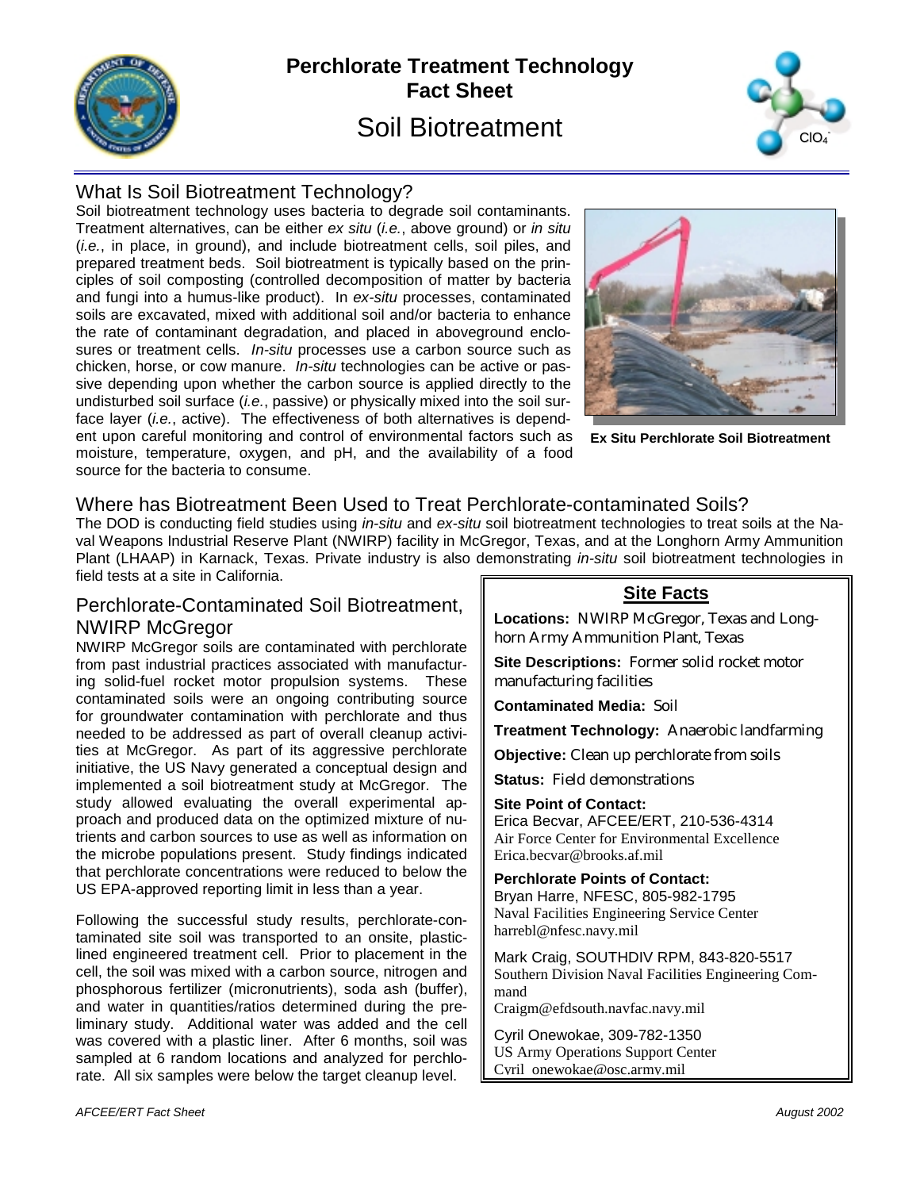# Perchlorate Treatment Technology Fact Sheet

## Soil Biotreatment

$ClO_4^-$

### What Is Soil Biotreatment Technology?

Soil biotreatment technology uses bacteria to degrade soil contaminants. Treatment alternatives, can be either *ex situ* (*i.e.*, above ground) or *in situ* (*i.e.*, in place, in ground), and include biotreatment cells, soil piles, and prepared treatment beds. Soil biotreatment is typically based on the principles of soil composting (controlled decomposition of matter by bacteria and fungi into a humus-like product). In *ex-situ* processes, contaminated soils are excavated, mixed with additional soil and/or bacteria to enhance the rate of contaminant degradation, and placed in aboveground enclosures or treatment cells. *In-situ* processes use a carbon source such as chicken, horse, or cow manure. *In-situ* technologies can be active or passive depending upon whether the carbon source is applied directly to the undisturbed soil surface (*i.e.*, passive) or physically mixed into the soil surface layer (*i.e.*, active). The effectiveness of both alternatives is dependent upon careful monitoring and control of environmental factors such as moisture, temperature, oxygen, and pH, and the availability of a food source for the bacteria to consume.

**Ex Situ Perchlorate Soil Biotreatment**

### Where has Biotreatment Been Used to Treat Perchlorate-contaminated Soils?

The DOD is conducting field studies using *in-situ* and *ex-situ* soil biotreatment technologies to treat soils at the Naval Weapons Industrial Reserve Plant (NWIRP) facility in McGregor, Texas, and at the Longhorn Army Ammunition Plant (LHAAP) in Karnack, Texas. Private industry is also demonstrating *in-situ* soil biotreatment technologies in field tests at a site in California.

### Perchlorate-Contaminated Soil Biotreatment, NWIRP McGregor

NWIRP McGregor soils are contaminated with perchlorate from past industrial practices associated with manufacturing solid-fuel rocket motor propulsion systems. These contaminated soils were an ongoing contributing source for groundwater contamination with perchlorate and thus needed to be addressed as part of overall cleanup activities at McGregor. As part of its aggressive perchlorate initiative, the US Navy generated a conceptual design and implemented a soil biotreatment study at McGregor. The study allowed evaluating the overall experimental approach and produced data on the optimized mixture of nutrients and carbon sources to use as well as information on the microbe populations present. Study findings indicated that perchlorate concentrations were reduced to below the US EPA-approved reporting limit in less than a year.

Following the successful study results, perchlorate-contaminated site soil was transported to an onsite, plastic-lined engineered treatment cell. Prior to placement in the cell, the soil was mixed with a carbon source, nitrogen and phosphorous fertilizer (micronutrients), soda ash (buffer), and water in quantities/ratios determined during the preliminary study. Additional water was added and the cell was covered with a plastic liner. After 6 months, soil was sampled at 6 random locations and analyzed for perchlorate. All six samples were below the target cleanup level.

#### Site Facts

**Locations:** NWIRP McGregor, Texas and Longhorn Army Ammunition Plant, Texas

**Site Descriptions:** Former solid rocket motor manufacturing facilities

**Contaminated Media:** Soil

**Treatment Technology:** Anaerobic landfarming

**Objective:** Clean up perchlorate from soils

**Status:** Field demonstrations

**Site Point of Contact:**
Erica Becvar, AFCEE/ERT, 210-536-4314
Air Force Center for Environmental Excellence
Erica.becvar@brooks.af.mil

**Perchlorate Points of Contact:**
Bryan Harre, NFESC, 805-982-1795
Naval Facilities Engineering Service Center
harrebl@nfesc.navy.mil

Mark Craig, SOUTHDIV RPM, 843-820-5517
Southern Division Naval Facilities Engineering Command
Craigm@efdsouth.navfac.navy.mil

Cyril Onewokae, 309-782-1350
US Army Operations Support Center
Cyril_onewokae@osc.army.mil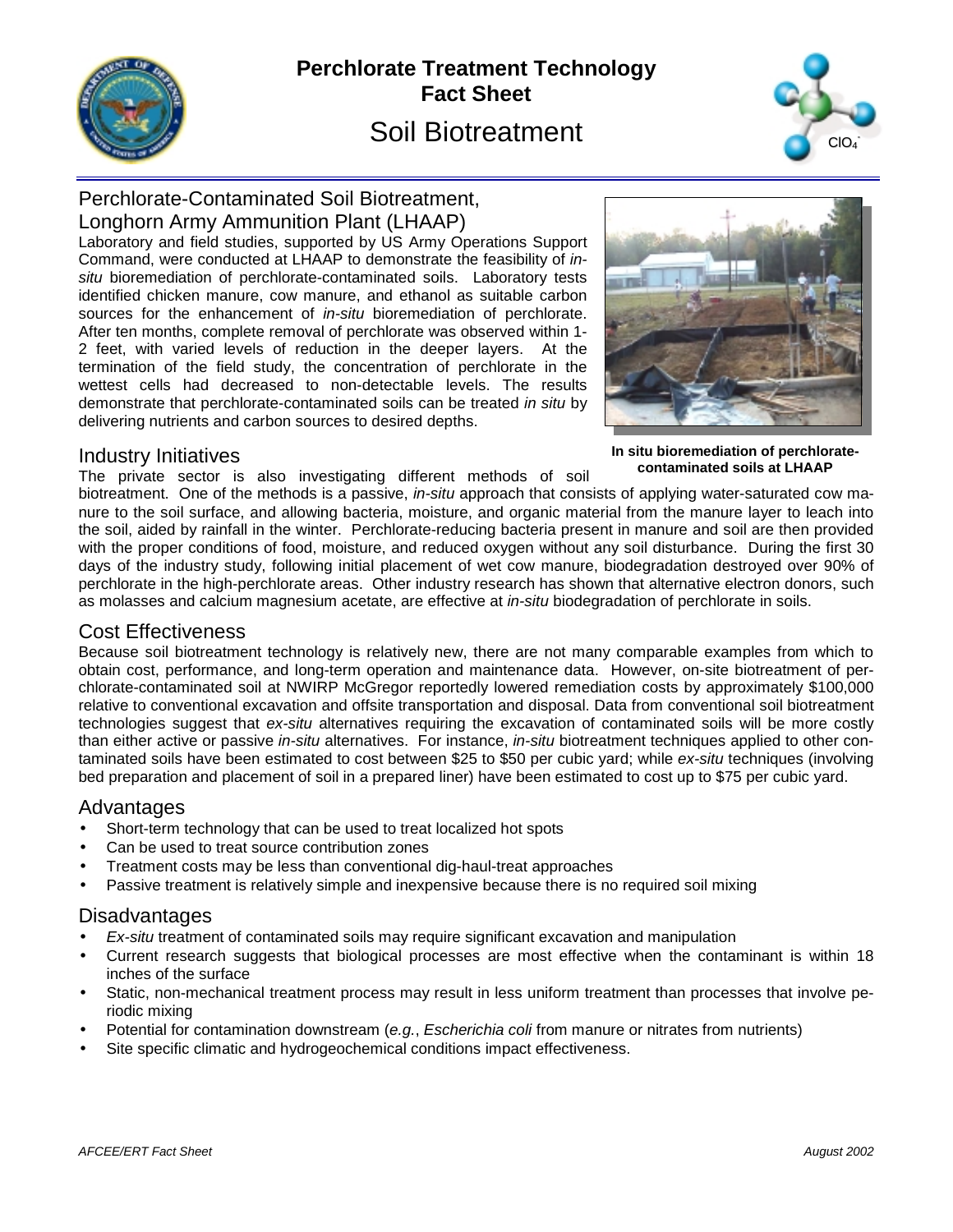# Perchlorate Treatment Technology Fact Sheet

# Soil Biotreatment

## Perchlorate-Contaminated Soil Biotreatment, Longhorn Army Ammunition Plant (LHAAP)

Laboratory and field studies, supported by US Army Operations Support Command, were conducted at LHAAP to demonstrate the feasibility of *in-situ* bioremediation of perchlorate-contaminated soils. Laboratory tests identified chicken manure, cow manure, and ethanol as suitable carbon sources for the enhancement of *in-situ* bioremediation of perchlorate. After ten months, complete removal of perchlorate was observed within 1-2 feet, with varied levels of reduction in the deeper layers. At the termination of the field study, the concentration of perchlorate in the wettest cells had decreased to non-detectable levels. The results demonstrate that perchlorate-contaminated soils can be treated *in situ* by delivering nutrients and carbon sources to desired depths.

**In situ bioremediation of perchlorate-contaminated soils at LHAAP**

## Industry Initiatives

The private sector is also investigating different methods of soil biotreatment. One of the methods is a passive, *in-situ* approach that consists of applying water-saturated cow manure to the soil surface, and allowing bacteria, moisture, and organic material from the manure layer to leach into the soil, aided by rainfall in the winter. Perchlorate-reducing bacteria present in manure and soil are then provided with the proper conditions of food, moisture, and reduced oxygen without any soil disturbance. During the first 30 days of the industry study, following initial placement of wet cow manure, biodegradation destroyed over 90% of perchlorate in the high-perchlorate areas. Other industry research has shown that alternative electron donors, such as molasses and calcium magnesium acetate, are effective at *in-situ* biodegradation of perchlorate in soils.

## Cost Effectiveness

Because soil biotreatment technology is relatively new, there are not many comparable examples from which to obtain cost, performance, and long-term operation and maintenance data. However, on-site biotreatment of perchlorate-contaminated soil at NWIRP McGregor reportedly lowered remediation costs by approximately $100,000 relative to conventional excavation and offsite transportation and disposal. Data from conventional soil biotreatment technologies suggest that *ex-situ* alternatives requiring the excavation of contaminated soils will be more costly than either active or passive *in-situ* alternatives. For instance, *in-situ* biotreatment techniques applied to other contaminated soils have been estimated to cost between $25 to $50 per cubic yard; while *ex-situ* techniques (involving bed preparation and placement of soil in a prepared liner) have been estimated to cost up to $75 per cubic yard.

## Advantages

- Short-term technology that can be used to treat localized hot spots
- Can be used to treat source contribution zones
- Treatment costs may be less than conventional dig-haul-treat approaches
- Passive treatment is relatively simple and inexpensive because there is no required soil mixing

## Disadvantages

- *Ex-situ* treatment of contaminated soils may require significant excavation and manipulation
- Current research suggests that biological processes are most effective when the contaminant is within 18 inches of the surface
- Static, non-mechanical treatment process may result in less uniform treatment than processes that involve periodic mixing
- Potential for contamination downstream (*e.g.*, *Escherichia coli* from manure or nitrates from nutrients)
- Site specific climatic and hydrogeochemical conditions impact effectiveness.